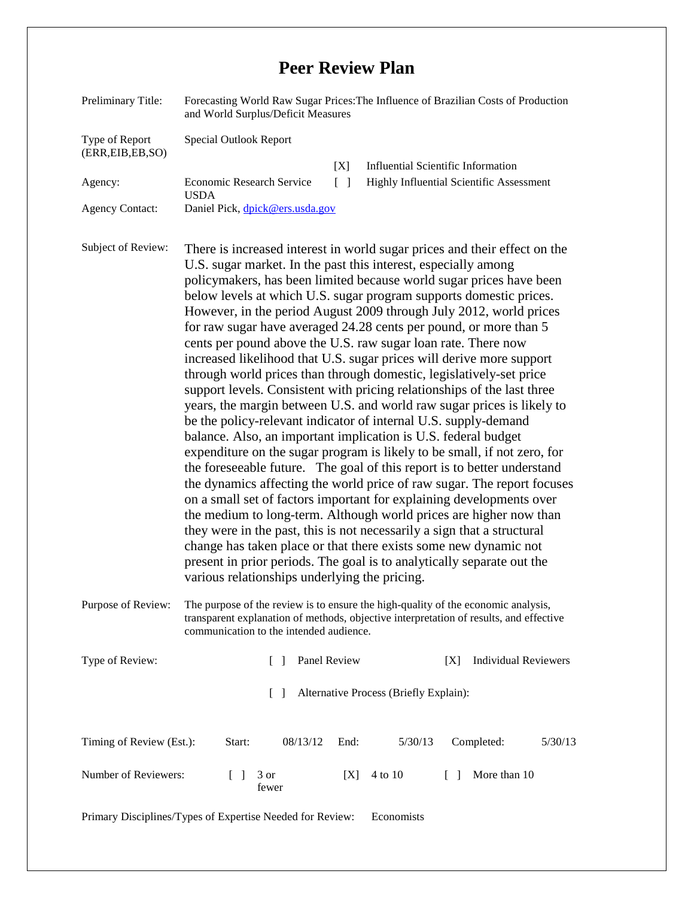# Peer Review Plan

| | |
|---|---|
| Preliminary Title: | Forecasting World Raw Sugar Prices:The Influence of Brazilian Costs of Production and World Surplus/Deficit Measures |
| Type of Report (ERR,EIB,EB,SO) | Special Outlook Report |
| Agency: | Economic Research Service USDA |
| Agency Contact: | Daniel Pick, dpick@ers.usda.gov |

[X] Influential Scientific Information

[ ] Highly Influential Scientific Assessment

**Subject of Review:** There is increased interest in world sugar prices and their effect on the U.S. sugar market. In the past this interest, especially among policymakers, has been limited because world sugar prices have been below levels at which U.S. sugar program supports domestic prices. However, in the period August 2009 through July 2012, world prices for raw sugar have averaged 24.28 cents per pound, or more than 5 cents per pound above the U.S. raw sugar loan rate. There now increased likelihood that U.S. sugar prices will derive more support through world prices than through domestic, legislatively-set price support levels. Consistent with pricing relationships of the last three years, the margin between U.S. and world raw sugar prices is likely to be the policy-relevant indicator of internal U.S. supply-demand balance. Also, an important implication is U.S. federal budget expenditure on the sugar program is likely to be small, if not zero, for the foreseeable future. The goal of this report is to better understand the dynamics affecting the world price of raw sugar. The report focuses on a small set of factors important for explaining developments over the medium to long-term. Although world prices are higher now than they were in the past, this is not necessarily a sign that a structural change has taken place or that there exists some new dynamic not present in prior periods. The goal is to analytically separate out the various relationships underlying the pricing.

**Purpose of Review:** The purpose of the review is to ensure the high-quality of the economic analysis, transparent explanation of methods, objective interpretation of results, and effective communication to the intended audience.

**Type of Review:** [ ] Panel Review [X] Individual Reviewers

[ ] Alternative Process (Briefly Explain):

**Timing of Review (Est.):** Start: 08/13/12 End: 5/30/13 Completed: 5/30/13

**Number of Reviewers:** [ ] 3 or fewer [X] 4 to 10 [ ] More than 10

**Primary Disciplines/Types of Expertise Needed for Review:** Economists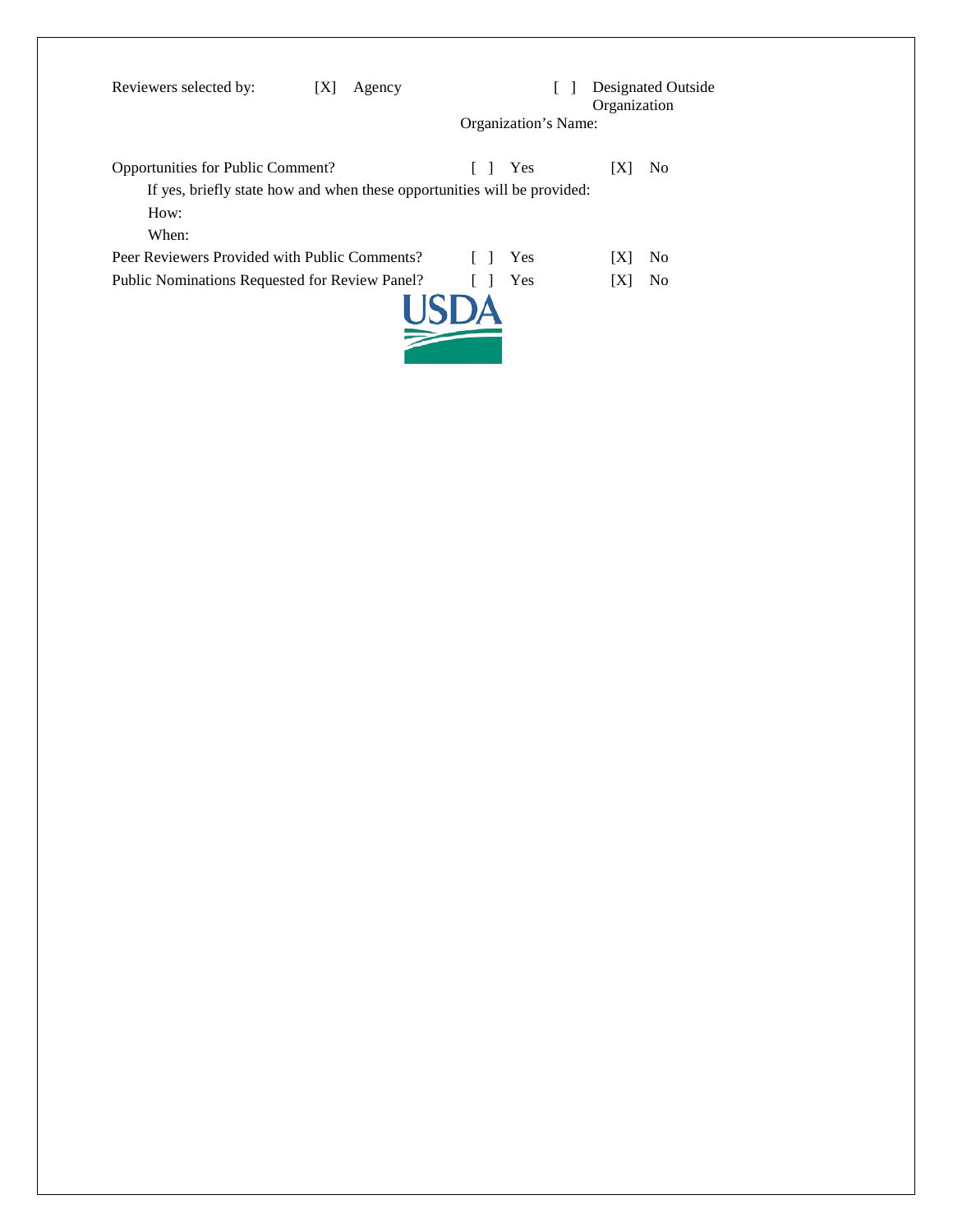Reviewers selected by: [X] Agency [ ] Designated Outside Organization

Organization's Name:

Opportunities for Public Comment? [ ] Yes [X] No

If yes, briefly state how and when these opportunities will be provided:

How:

When:

Peer Reviewers Provided with Public Comments? [ ] Yes [X] No

Public Nominations Requested for Review Panel? [ ] Yes [X] No

USDA